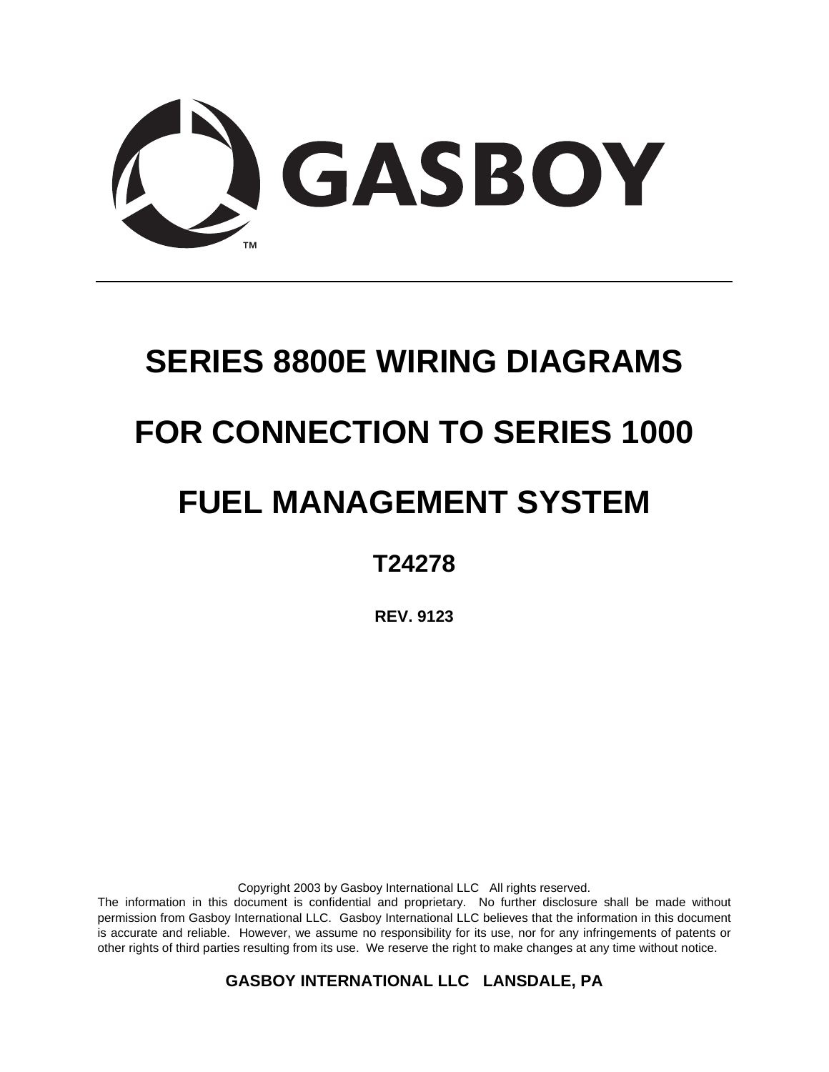GASBOY™

# SERIES 8800E WIRING DIAGRAMS

# FOR CONNECTION TO SERIES 1000

# FUEL MANAGEMENT SYSTEM

## T24278

**REV. 9123**

Copyright 2003 by Gasboy International LLC All rights reserved.
The information in this document is confidential and proprietary. No further disclosure shall be made without permission from Gasboy International LLC. Gasboy International LLC believes that the information in this document is accurate and reliable. However, we assume no responsibility for its use, nor for any infringements of patents or other rights of third parties resulting from its use. We reserve the right to make changes at any time without notice.

**GASBOY INTERNATIONAL LLC LANSDALE, PA**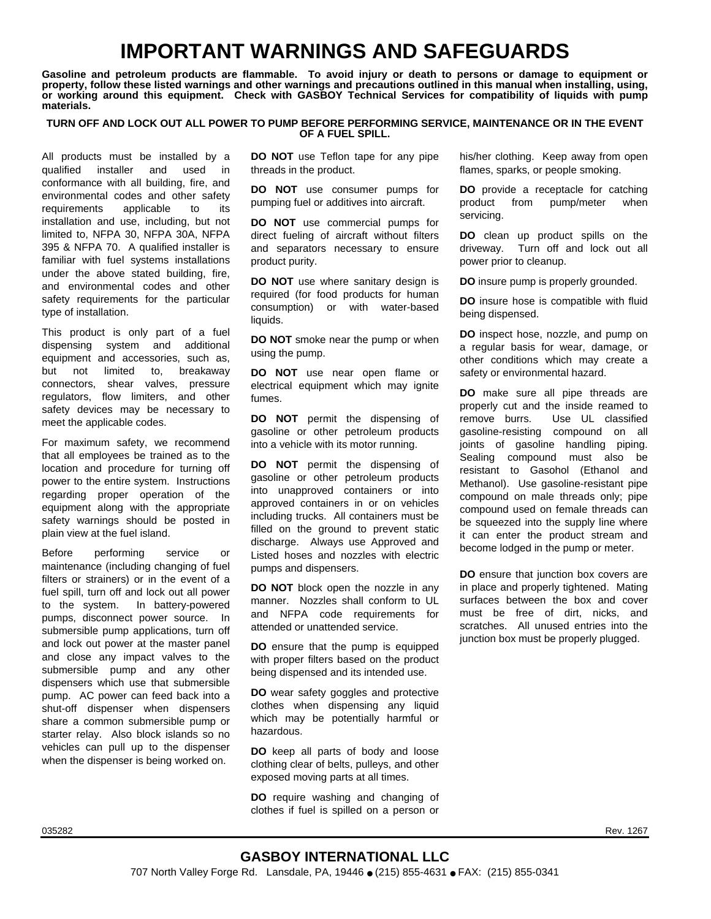# IMPORTANT WARNINGS AND SAFEGUARDS

**Gasoline and petroleum products are flammable. To avoid injury or death to persons or damage to equipment or property, follow these listed warnings and other warnings and precautions outlined in this manual when installing, using, or working around this equipment. Check with GASBOY Technical Services for compatibility of liquids with pump materials.**

**TURN OFF AND LOCK OUT ALL POWER TO PUMP BEFORE PERFORMING SERVICE, MAINTENANCE OR IN THE EVENT OF A FUEL SPILL.**

All products must be installed by a qualified installer and used in conformance with all building, fire, and environmental codes and other safety requirements applicable to its installation and use, including, but not limited to, NFPA 30, NFPA 30A, NFPA 395 & NFPA 70. A qualified installer is familiar with fuel systems installations under the above stated building, fire, and environmental codes and other safety requirements for the particular type of installation.

This product is only part of a fuel dispensing system and additional equipment and accessories, such as, but not limited to, breakaway connectors, shear valves, pressure regulators, flow limiters, and other safety devices may be necessary to meet the applicable codes.

For maximum safety, we recommend that all employees be trained as to the location and procedure for turning off power to the entire system. Instructions regarding proper operation of the equipment along with the appropriate safety warnings should be posted in plain view at the fuel island.

Before performing service or maintenance (including changing of fuel filters or strainers) or in the event of a fuel spill, turn off and lock out all power to the system. In battery-powered pumps, disconnect power source. In submersible pump applications, turn off and lock out power at the master panel and close any impact valves to the submersible pump and any other dispensers which use that submersible pump. AC power can feed back into a shut-off dispenser when dispensers share a common submersible pump or starter relay. Also block islands so no vehicles can pull up to the dispenser when the dispenser is being worked on.

**DO NOT** use Teflon tape for any pipe threads in the product.

**DO NOT** use consumer pumps for pumping fuel or additives into aircraft.

**DO NOT** use commercial pumps for direct fueling of aircraft without filters and separators necessary to ensure product purity.

**DO NOT** use where sanitary design is required (for food products for human consumption) or with water-based liquids.

**DO NOT** smoke near the pump or when using the pump.

**DO NOT** use near open flame or electrical equipment which may ignite fumes.

**DO NOT** permit the dispensing of gasoline or other petroleum products into a vehicle with its motor running.

**DO NOT** permit the dispensing of gasoline or other petroleum products into unapproved containers or into approved containers in or on vehicles including trucks. All containers must be filled on the ground to prevent static discharge. Always use Approved and Listed hoses and nozzles with electric pumps and dispensers.

**DO NOT** block open the nozzle in any manner. Nozzles shall conform to UL and NFPA code requirements for attended or unattended service.

**DO** ensure that the pump is equipped with proper filters based on the product being dispensed and its intended use.

**DO** wear safety goggles and protective clothes when dispensing any liquid which may be potentially harmful or hazardous.

**DO** keep all parts of body and loose clothing clear of belts, pulleys, and other exposed moving parts at all times.

**DO** require washing and changing of clothes if fuel is spilled on a person or his/her clothing. Keep away from open flames, sparks, or people smoking.

**DO** provide a receptacle for catching product from pump/meter when servicing.

**DO** clean up product spills on the driveway. Turn off and lock out all power prior to cleanup.

**DO** insure pump is properly grounded.

**DO** insure hose is compatible with fluid being dispensed.

**DO** inspect hose, nozzle, and pump on a regular basis for wear, damage, or other conditions which may create a safety or environmental hazard.

**DO** make sure all pipe threads are properly cut and the inside reamed to remove burrs. Use UL classified gasoline-resisting compound on all joints of gasoline handling piping. Sealing compound must also be resistant to Gasohol (Ethanol and Methanol). Use gasoline-resistant pipe compound on male threads only; pipe compound used on female threads can be squeezed into the supply line where it can enter the product stream and become lodged in the pump or meter.

**DO** ensure that junction box covers are in place and properly tightened. Mating surfaces between the box and cover must be free of dirt, nicks, and scratches. All unused entries into the junction box must be properly plugged.

035282 Rev. 1267

**GASBOY INTERNATIONAL LLC**

707 North Valley Forge Rd. Lansdale, PA, 19446 ● (215) 855-4631 ● FAX: (215) 855-0341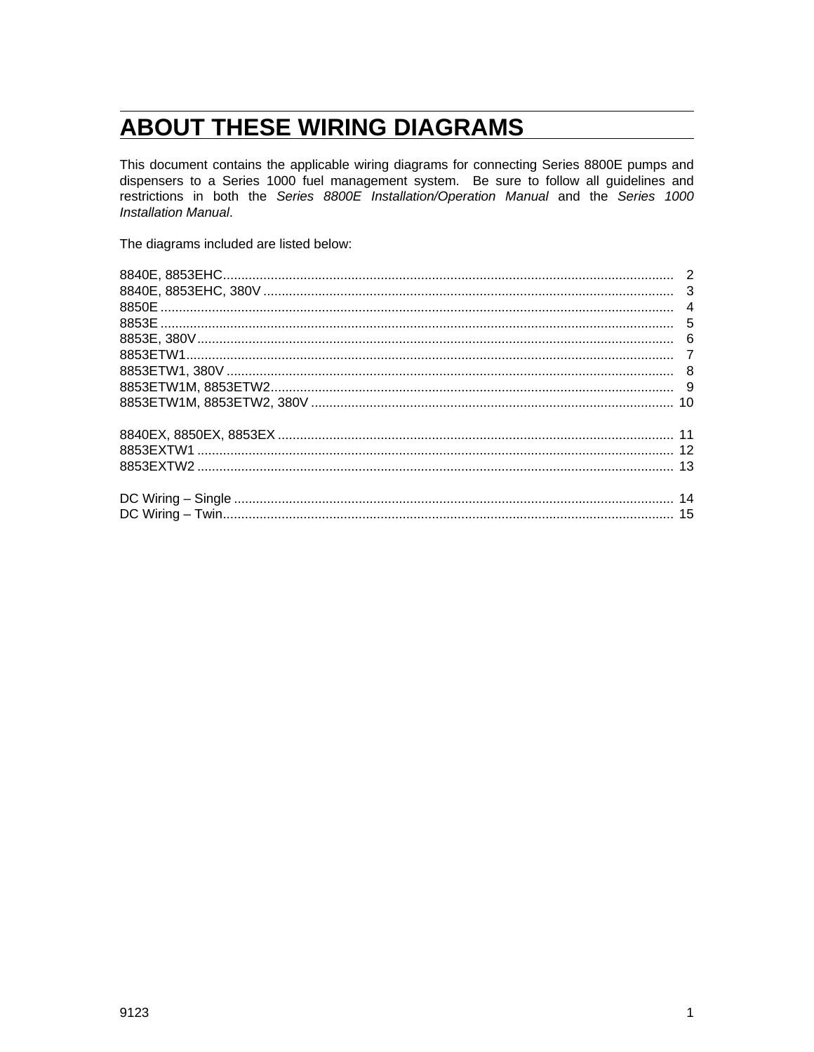# ABOUT THESE WIRING DIAGRAMS

This document contains the applicable wiring diagrams for connecting Series 8800E pumps and dispensers to a Series 1000 fuel management system. Be sure to follow all guidelines and restrictions in both the *Series 8800E Installation/Operation Manual* and the *Series 1000 Installation Manual*.

The diagrams included are listed below:

| | |
|---|---|
| 8840E, 8853EHC | 2 |
| 8840E, 8853EHC, 380V | 3 |
| 8850E | 4 |
| 8853E | 5 |
| 8853E, 380V | 6 |
| 8853ETW1 | 7 |
| 8853ETW1, 380V | 8 |
| 8853ETW1M, 8853ETW2 | 9 |
| 8853ETW1M, 8853ETW2, 380V | 10 |
| | |
| 8840EX, 8850EX, 8853EX | 11 |
| 8853EXTW1 | 12 |
| 8853EXTW2 | 13 |
| | |
| DC Wiring – Single | 14 |
| DC Wiring – Twin | 15 |

9123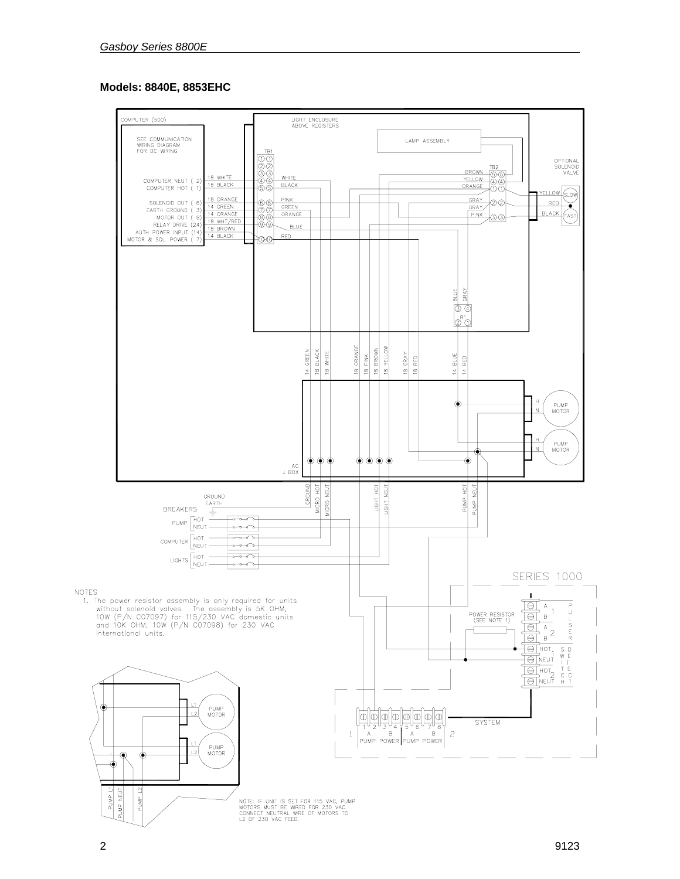**Models: 8840E, 8853EHC**

COMPUTER (500)

SEE COMMUNICATION WIRING DIAGRAM FOR DC WIRING

COMPUTER NEUT ( 2) 18 WHITE
COMPUTER HOT ( 1) 18 BLACK
SOLENOID OUT ( 6) 18 ORANGE
EARTH GROUND ( 3) 14 GREEN
MOTOR OUT ( 8) 14 ORANGE
RELAY DRIVE (24) 18 WHT/RED
AUTH POWER INPUT (14) 18 BROWN
MOTOR & SOL. POWER ( 7) 14 BLACK

LIGHT ENCLOSURE ABOVE REGISTERS

LAMP ASSEMBLY

TB1

TB2

OPTIONAL SOLENOID VALVE

SLOW

FAST

R1

AC J BOX

PUMP MOTOR

GROUND EARTH

BREAKERS

PUMP HOT / NEUT

COMPUTER HOT / NEUT

LIGHTS HOT / NEUT

GROUND | MICRO HOT | MICRO NEUT | LIGHT HOT | LIGHT NEUT | PUMP HOT | PUMP NEUT

SERIES 1000

POWER RESISTOR (SEE NOTE 1)

PULSER 1 A B, 2 A B

SWITCH DETECT HOT 1 NEUT, HOT 2 NEUT

SYSTEM

1 A B PUMP POWER, 2 A B PUMP POWER

NOTES

1. The power resistor assembly is only required for units without solenoid valves. The assembly is 5K OHM, 10W (P/N C07097) for 115/230 VAC domestic units and 10K OHM, 10W (P/N C07098) for 230 VAC international units.

PUMP L1 | PUMP NEUT | PUMP L2

NOTE: IF UNIT IS SET FOR 115 VAC, PUMP MOTORS MUST BE WIRED FOR 230 VAC. CONNECT NEUTRAL WIRE OF MOTORS TO L2 OF 230 VAC FEED.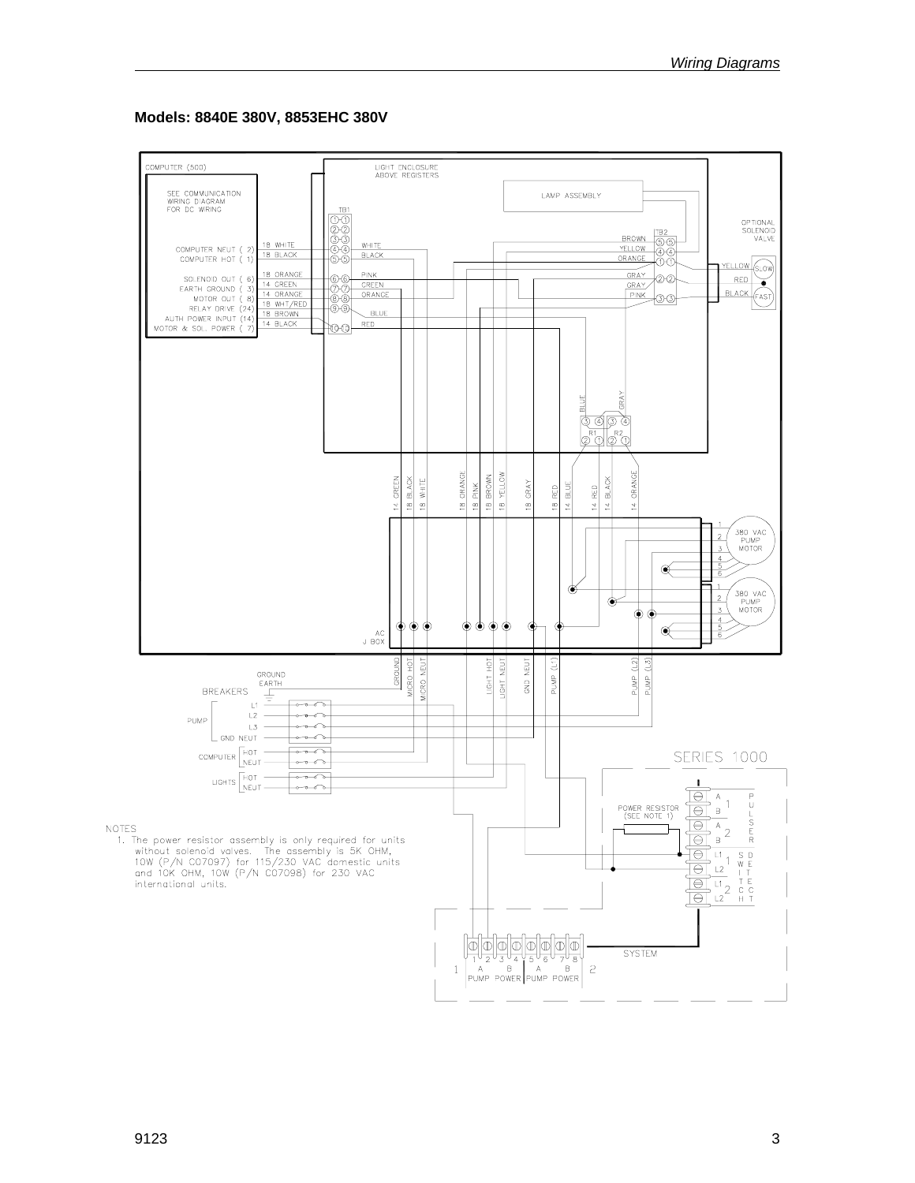**Models: 8840E 380V, 8853EHC 380V**

NOTES

1. The power resistor assembly is only required for units without solenoid valves. The assembly is 5K OHM, 10W (P/N C07097) for 115/230 VAC domestic units and 10K OHM, 10W (P/N C07098) for 230 VAC international units.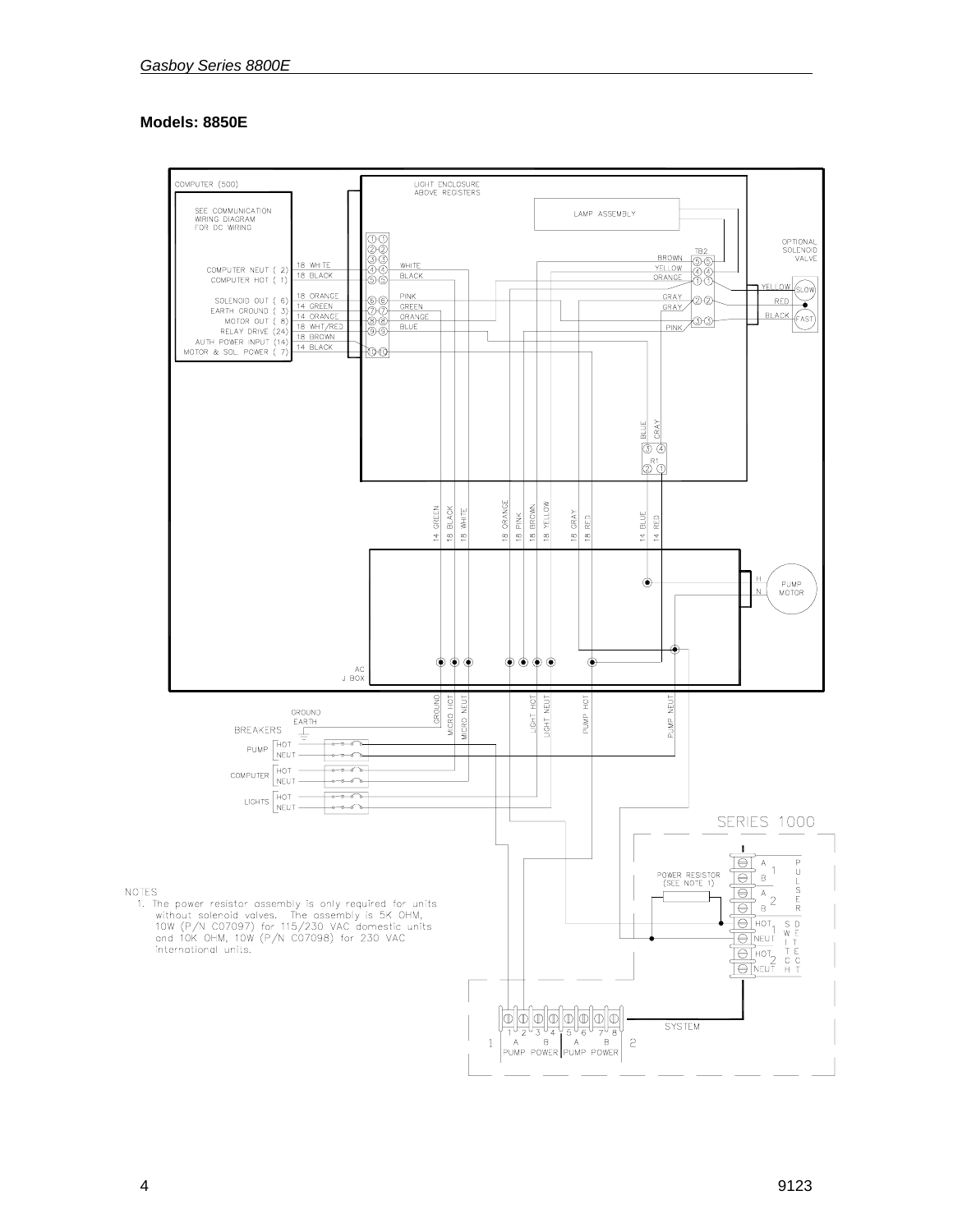**Models: 8850E**

NOTES

1. The power resistor assembly is only required for units without solenoid valves. The assembly is 5K OHM, 10W (P/N C07097) for 115/230 VAC domestic units and 10K OHM, 10W (P/N C07098) for 230 VAC international units.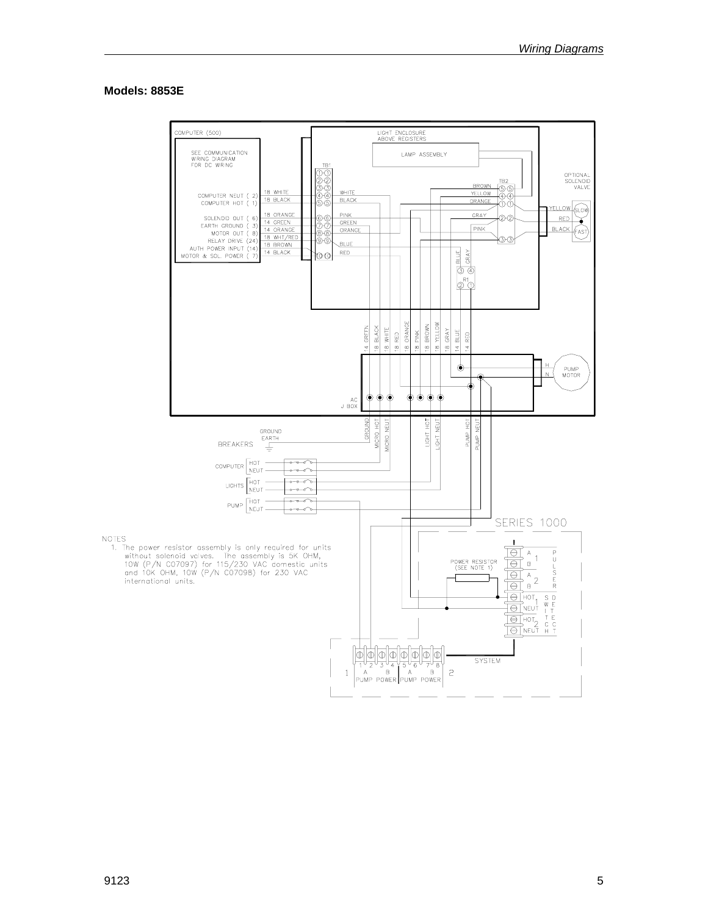## Models: 8853E

NOTES

1. The power resistor assembly is only required for units without solenoid valves. The assembly is 5K OHM, 10W (P/N C07097) for 115/230 VAC domestic units and 10K OHM, 10W (P/N C07098) for 230 VAC international units.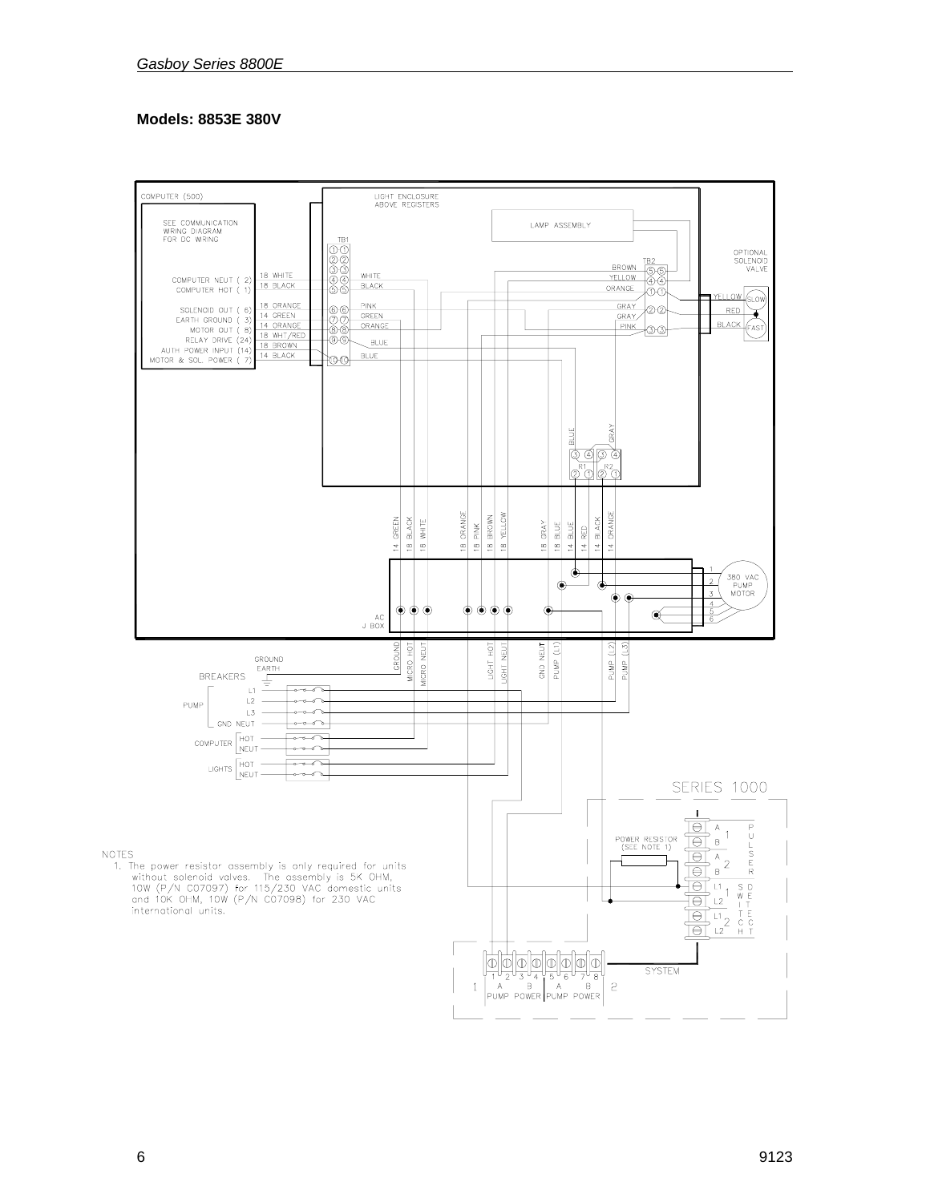**Models: 8853E 380V**

NOTES

1. The power resistor assembly is only required for units without solenoid valves. The assembly is 5K OHM, 10W (P/N C07097) for 115/230 VAC domestic units and 10K OHM, 10W (P/N C07098) for 230 VAC international units.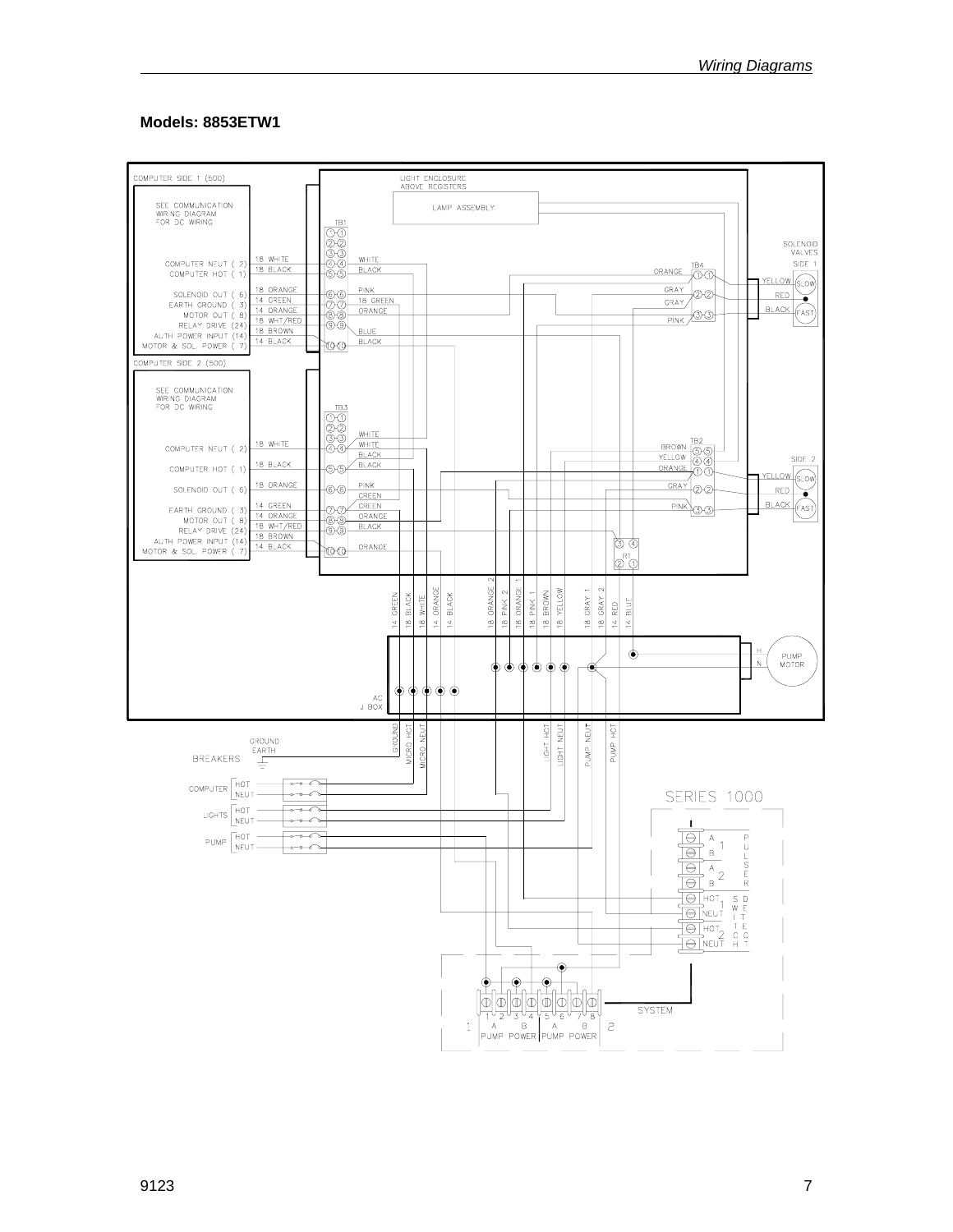**Models: 8853ETW1**

COMPUTER SIDE 1 (500)

SEE COMMUNICATION WIRING DIAGRAM FOR DC WIRING

COMPUTER NEUT ( 2) 18 WHITE
COMPUTER HOT ( 1) 18 BLACK
SOLENOID OUT ( 6) 18 ORANGE
EARTH GROUND ( 3) 14 GREEN
MOTOR OUT ( 8) 14 ORANGE
RELAY DRIVE (24) 18 WHT/RED
AUTH POWER INPUT (14) 18 BROWN
MOTOR & SOL. POWER ( 7) 14 BLACK

COMPUTER SIDE 2 (500)

SEE COMMUNICATION WIRING DIAGRAM FOR DC WIRING

COMPUTER NEUT ( 2) 18 WHITE
COMPUTER HOT ( 1) 18 BLACK
SOLENOID OUT ( 6) 18 ORANGE
EARTH GROUND ( 3) 14 GREEN
MOTOR OUT ( 8) 14 ORANGE
RELAY DRIVE (24) 18 WHT/RED
AUTH POWER INPUT (14) 18 BROWN
MOTOR & SOL. POWER ( 7) 14 BLACK

LIGHT ENCLOSURE ABOVE REGISTERS

LAMP ASSEMBLY

TB1 TB3 TB4 TB2 R1

SOLENOID VALVES SIDE 1 SIDE 2 SLOW FAST

AC J BOX

PUMP MOTOR

14 GREEN, 18 BLACK, 18 WHITE, 14 ORANGE, 14 BLACK, 18 ORANGE 2, 18 PINK 2, 18 ORANGE 1, 18 PINK 1, 18 BROWN, 18 YELLOW, 18 GRAY 1, 18 GRAY 2, 14 RED, 14 BLUE

GROUND, MICRO HOT, MICRO NEUT, LIGHT HOT, LIGHT NEUT, PUMP NEUT, PUMP HOT

GROUND EARTH

BREAKERS

COMPUTER HOT / NEUT
LIGHTS HOT / NEUT
PUMP HOT / NEUT

SERIES 1000

PULSER 1 A B, 2 A B

SWITCH DETECT HOT 1 NEUT, HOT 2 NEUT

SYSTEM

1 2 3 4 5 6 7 8

1 A B PUMP POWER | A B PUMP POWER 2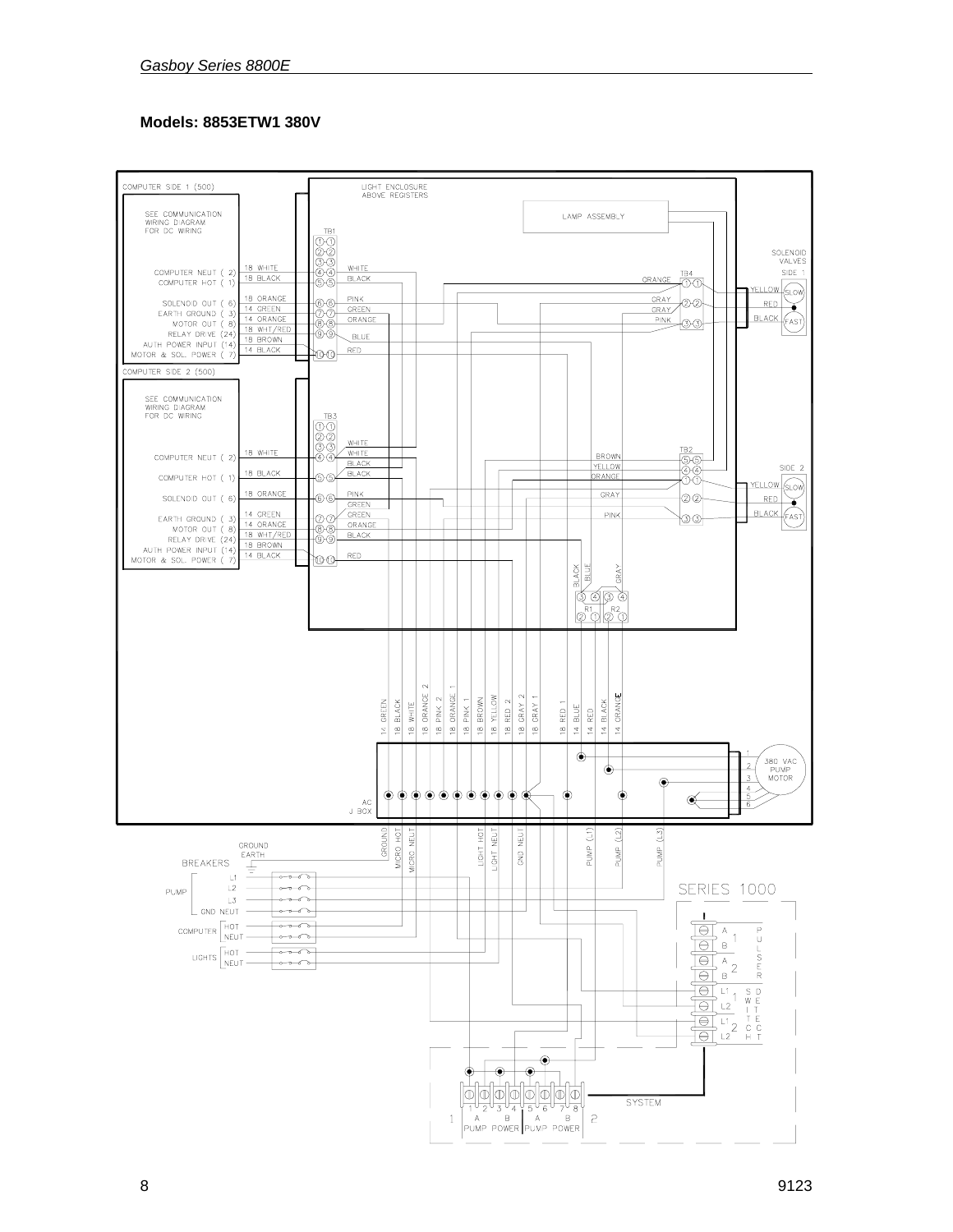**Models: 8853ETW1 380V**

COMPUTER SIDE 1 (500)

SEE COMMUNICATION WIRING DIAGRAM FOR DC WIRING

COMPUTER NEUT ( 2) 18 WHITE
COMPUTER HOT ( 1) 18 BLACK
SOLENOID OUT ( 6) 18 ORANGE
EARTH GROUND ( 3) 14 GREEN
MOTOR OUT ( 8) 14 ORANGE
RELAY DRIVE (24) 18 WHT/RED
AUTH POWER INPUT (14) 18 BROWN
MOTOR & SOL. POWER ( 7) 14 BLACK

COMPUTER SIDE 2 (500)

SEE COMMUNICATION WIRING DIAGRAM FOR DC WIRING

COMPUTER NEUT ( 2) 18 WHITE
COMPUTER HOT ( 1) 18 BLACK
SOLENOID OUT ( 6) 18 ORANGE
EARTH GROUND ( 3) 14 GREEN
MOTOR OUT ( 8) 14 ORANGE
RELAY DRIVE (24) 18 WHT/RED
AUTH POWER INPUT (14) 18 BROWN
MOTOR & SOL. POWER ( 7) 14 BLACK

LIGHT ENCLOSURE ABOVE REGISTERS

LAMP ASSEMBLY

TB1 TB2 TB3 TB4

SOLENOID VALVES SIDE 1 — YELLOW SLOW, RED, BLACK FAST

SIDE 2 — YELLOW SLOW, RED, BLACK FAST

R1 R2

14 GREEN, 18 BLACK, 18 WHITE, 18 ORANGE 2, 18 PINK 2, 18 ORANGE 1, 18 PINK 1, 18 BROWN, 18 YELLOW, 18 RED 2, 18 GRAY 2, 18 GRAY 1, 18 RED 1, 14 BLUE, 14 RED, 14 BLACK, 14 ORANGE

380 VAC PUMP MOTOR

AC J. BOX

GROUND, MICRO HOT, MICRO NEUT, LIGHT HOT, LIGHT NEUT, GND NEUT, PUMP (L1), PUMP (L2), PUMP (L3)

GROUND EARTH

BREAKERS

PUMP: L1, L2, L3, GND NEUT
COMPUTER: HOT, NEUT
LIGHTS: HOT, NEUT

SERIES 1000

PULSER 1 (A, B), PULSER 2 (A, B)
SWITCH DETECT 1 (L1, L2), SWITCH DETECT 2 (L1, L2)

SYSTEM

1 A B PUMP POWER — 2 A B PUMP POWER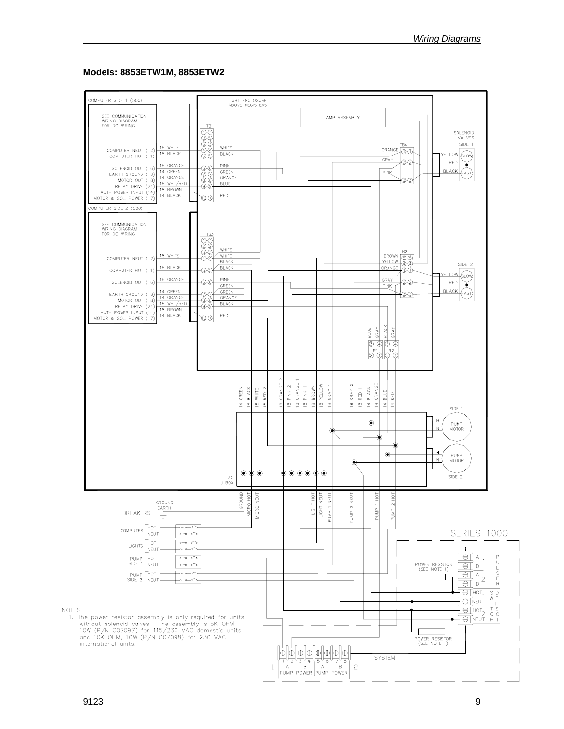## Models: 8853ETW1M, 8853ETW2

COMPUTER SIDE 1 (500)

SEE COMMUNICATION WIRING DIAGRAM FOR DC WIRING

LIGHT ENCLOSURE ABOVE REGISTERS

LAMP ASSEMBLY

TB1

COMPUTER NEUT ( 2) — 18 WHITE — WHITE
COMPUTER HOT ( 1) — 18 BLACK — BLACK
SOLENOID OUT ( 6) — 18 ORANGE — PINK
EARTH GROUND ( 3) — 14 GREEN — GREEN
MOTOR OUT ( 8) — 14 ORANGE — ORANGE
RELAY DRIVE (24) — 18 WHT/RED — BLUE
AUTH POWER INPUT (14) — 18 BROWN
MOTOR & SOL. POWER ( 7) — 14 BLACK — RED

TB4: ORANGE, GRAY, PINK

SOLENOID VALVES SIDE 1: YELLOW — SLOW; RED; BLACK — FAST

COMPUTER SIDE 2 (500)

SEE COMMUNICATION WIRING DIAGRAM FOR DC WIRING

TB3

COMPUTER NEUT ( 2) — 18 WHITE — WHITE, WHITE, BLACK
COMPUTER HOT ( 1) — 18 BLACK — BLACK
SOLENOID OUT ( 6) — 18 ORANGE — PINK, GREEN
EARTH GROUND ( 3) — 14 GREEN — GREEN
MOTOR OUT ( 8) — 14 ORANGE — ORANGE
RELAY DRIVE (24) — 18 WHT/RED — BLACK
AUTH POWER INPUT (14) — 18 BROWN
MOTOR & SOL. POWER ( 7) — 14 BLACK — RED

TB2: BROWN, YELLOW, ORANGE, GRAY, PINK

SIDE 2: YELLOW — SLOW; RED; BLACK — FAST

R1: BLUE, GRAY; R2: BLACK, GRAY

14 GREEN, 18 BLACK, 18 WHITE, 18 RED 2, 18 ORANGE 2, 18 PINK 2, 18 ORANGE 1, 18 PINK 1, 18 BROWN, 18 YELLOW, 18 GRAY 1, 18 GRAY 2, 18 RED 1, 14 BLACK, 14 ORANGE, 14 BLUE, 14 RED

SIDE 1 PUMP MOTOR (H, N)

SIDE 2 PUMP MOTOR (H, N)

AC J BOX

GROUND, MICRO HOT, MICRO NEUT, LIGHT HOT, LIGHT NEUT, PUMP 1 NEUT, PUMP 2 NEUT, PUMP 1 HOT, PUMP 2 HOT

GROUND EARTH

BREAKERS

COMPUTER: HOT, NEUT
LIGHTS: HOT, NEUT
PUMP SIDE 1: HOT, NEUT
PUMP SIDE 2: HOT, NEUT

SERIES 1000

PULSER: A 1 B; A 2 B

SWITCH DETECT: HOT 1 NEUT; HOT 2 NEUT

POWER RESISTOR (SEE NOTE 1)

POWER RESISTOR (SEE NOTE 1)

SYSTEM

1 2 3 4 5 6 7 8

1 — A B PUMP POWER | A B PUMP POWER — 2

NOTES

1. The power resistor assembly is only required for units without solenoid valves. The assembly is 5K OHM, 10W (P/N C07097) for 115/230 VAC domestic units and 10K OHM, 10W (P/N C07098) for 230 VAC international units.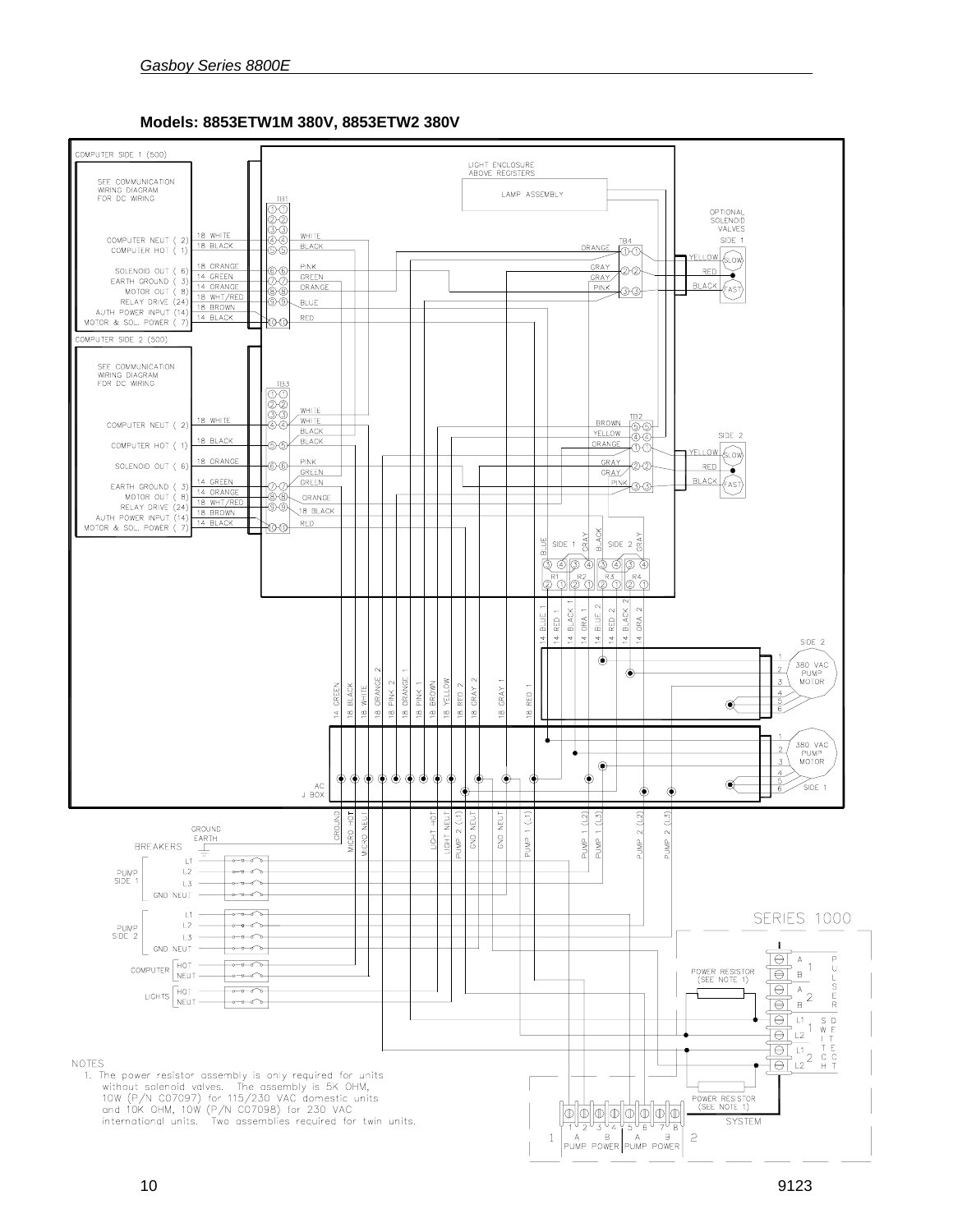**Models: 8853ETW1M 380V, 8853ETW2 380V**

COMPUTER SIDE 1 (500)

SEE COMMUNICATION WIRING DIAGRAM FOR DC WIRING

COMPUTER NEUT (2) 18 WHITE
COMPUTER HOT (1) 18 BLACK
SOLENOID OUT (6) 18 ORANGE
EARTH GROUND (3) 14 GREEN
MOTOR OUT (8) 14 ORANGE
RELAY DRIVE (24) 18 WHT/RED
AUTH POWER INPUT (14) 18 BROWN
MOTOR & SOL. POWER (7) 14 BLACK

COMPUTER SIDE 2 (500)

SEE COMMUNICATION WIRING DIAGRAM FOR DC WIRING

COMPUTER NEUT (2) 18 WHITE
COMPUTER HOT (1) 18 BLACK
SOLENOID OUT (6) 18 ORANGE
EARTH GROUND (3) 14 GREEN
MOTOR OUT (8) 14 ORANGE
RELAY DRIVE (24) 18 WHT/RED
AUTH POWER INPUT (14) 18 BROWN
MOTOR & SOL. POWER (7) 14 BLACK

LIGHT ENCLOSURE ABOVE REGISTERS

LAMP ASSEMBLY

OPTIONAL SOLENOID VALVES SIDE 1 — YELLOW SLOW, RED, BLACK FAST

SIDE 2 — YELLOW SLOW, RED, BLACK FAST

TB1, TB2, TB3, TB4

R1, R2, R3, R4 — SIDE 1, SIDE 2

14 BLUE 1, 14 RED 1, 14 BLACK 1, 14 ORA 1, 14 BLUE 2, 14 RED 2, 14 BLACK 2, 14 ORA 2

14 GREEN, 18 BLACK, 18 WHITE, 18 ORANGE 2, 18 PINK 2, 18 ORANGE 1, 18 PINK 1, 18 BROWN, 18 YELLOW, 18 RED 2, 18 GRAY 2, 18 GRAY 1, 18 RED 1

SIDE 2 — 380 VAC PUMP MOTOR

380 VAC PUMP MOTOR — SIDE 1

AC J BOX

GROUND, MICRO HOT, MICRO NEUT, LIGHT HOT, LIGHT NEUT, PUMP 2 (L1), GND NEUT, GND NEUT, PUMP 1 (L1), PUMP 1 (L2), PUMP 1 (L3), PUMP 2 (L2), PUMP 2 (L3)

GROUND EARTH

BREAKERS

PUMP SIDE 1: L1, L2, L3, GND NEUT

PUMP SIDE 2: L1, L2, L3, GND NEUT

COMPUTER: HOT, NEUT

LIGHTS: HOT, NEUT

SERIES 1000

POWER RESISTOR (SEE NOTE 1)

PULSER: A 1 B, A 2 B

SWITCH DETECT: L1 1 L2, L1 2 L2

SYSTEM

1 — A PUMP POWER B — A PUMP POWER B — 2

NOTES

1. The power resistor assembly is only required for units without solenoid valves. The assembly is 5K OHM, 10W (P/N C07097) for 115/230 VAC domestic units and 10K OHM, 10W (P/N C07098) for 230 VAC international units. Two assemblies recuired for twin units.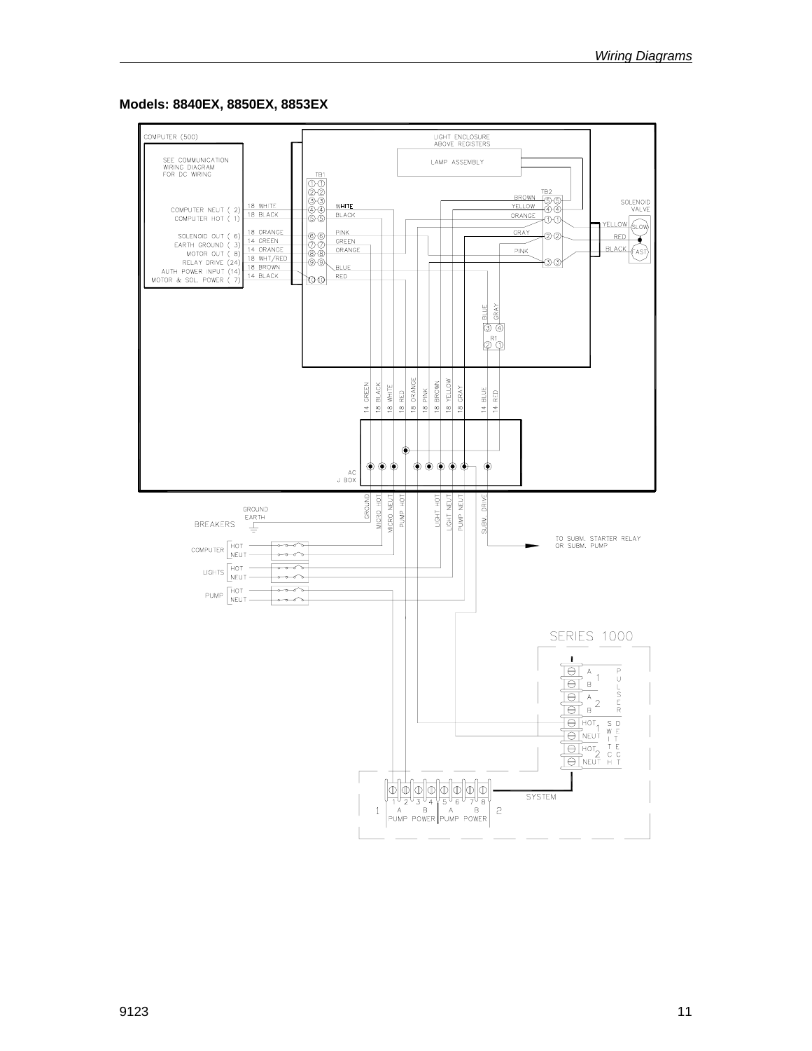**Models: 8840EX, 8850EX, 8853EX**

COMPUTER (500)

SEE COMMUNICATION WIRING DIAGRAM FOR DC WIRING

LIGHT ENCLOSURE ABOVE REGISTERS

LAMP ASSEMBLY

TB1

| Computer Terminal | Wire | TB1 | Wire |
|---|---|---|---|
| | | 1 | |
| | | 2 | |
| | | 3 | |
| COMPUTER NEUT ( 2) | 18 WHITE | 4 | WHITE |
| COMPUTER HOT ( 1) | 18 BLACK | 5 | BLACK |
| SOLENOID OUT ( 6) | 18 ORANGE | 6 | PINK |
| EARTH GROUND ( 3) | 14 GREEN | 7 | GREEN |
| MOTOR OUT ( 8) | 14 ORANGE | 8 | ORANGE |
| RELAY DRIVE (24) | 18 WHT/RED | 9 | BLUE |
| AUTH POWER INPUT (14) | 18 BROWN | | |
| MOTOR & SOL. POWER ( 7) | 14 BLACK | 10 | RED |

TB2

| Wire | TB2 |
|---|---|
| BROWN | 5 |
| YELLOW | 4 |
| ORANGE | 1 |
| GRAY | 2 |
| PINK | 3 |

SOLENOID VALVE: YELLOW (SLOW), RED, BLACK (FAST)

R1: BLUE 3, GRAY 4, 2, 1

14 GREEN, 18 BLACK, 18 WHITE, 18 RED, 18 ORANGE, 18 PINK, 18 BROWN, 18 YELLOW, 18 GRAY, 14 BLUE, 14 RED

AC J BOX

GROUND, MICRO HOT, MICRO NEUT, PUMP HOT, LIGHT HOT, LIGHT NEUT, PUMP NEUT, SUBM. DRIVE

GROUND EARTH

BREAKERS

COMPUTER: HOT, NEUT

LIGHTS: HOT, NEUT

PUMP: HOT, NEUT

TO SUBM. STARTER RELAY OR SUBM. PUMP

SERIES 1000

PULSER: A 1 B, A 2 B

SWITCH DETECT: HOT 1 NEUT, HOT 2 NEUT

SYSTEM

1 2 3 4 5 6 7 8

1 A B PUMP POWER | A B PUMP POWER 2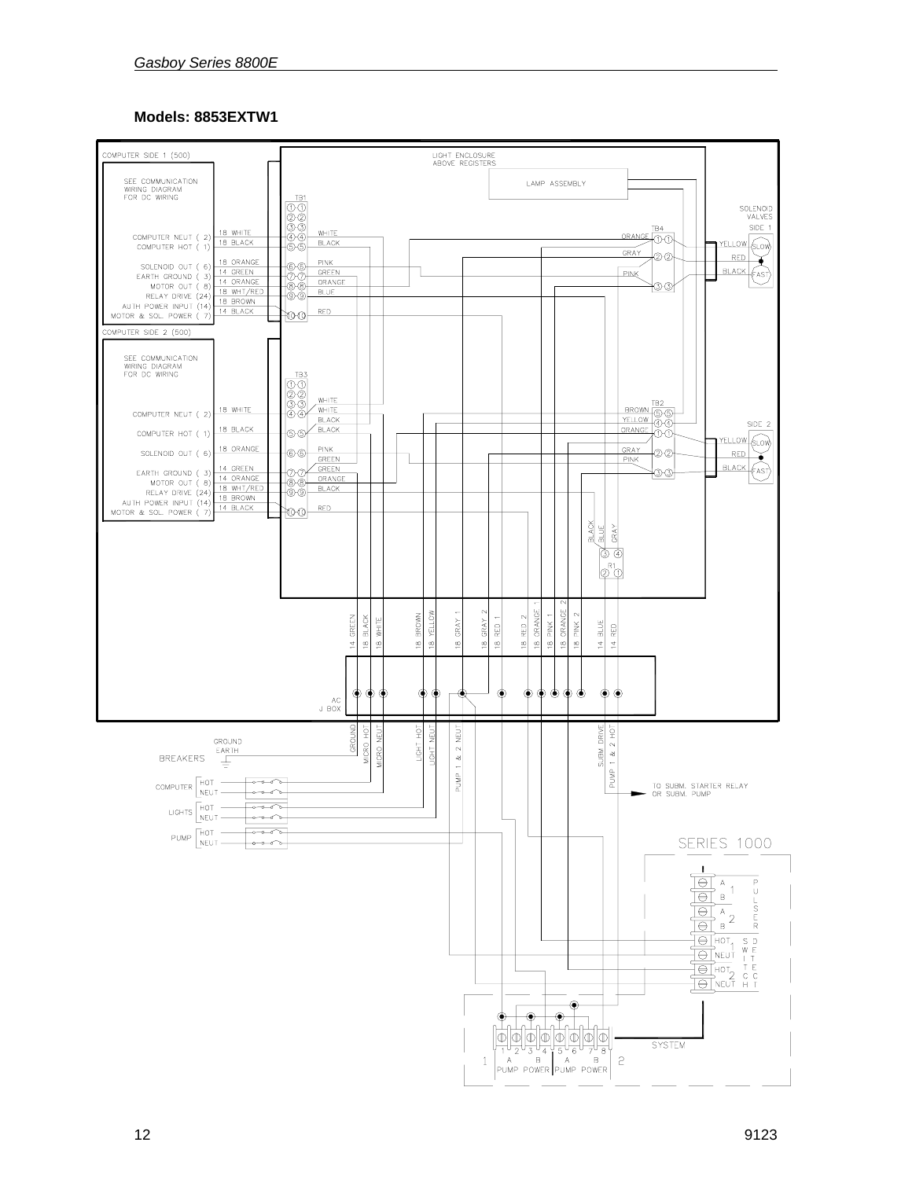## Models: 8853EXTW1

COMPUTER SIDE 1 (500)

SEE COMMUNICATION WIRING DIAGRAM FOR DC WIRING

LIGHT ENCLOSURE ABOVE REGISTERS

LAMP ASSEMBLY

TB1

| Terminal | Computer Side Wire | Enclosure Wire |
|---|---|---|
| COMPUTER NEUT (2) | 18 WHITE | WHITE |
| COMPUTER HOT (1) | 18 BLACK | BLACK |
| SOLENOID OUT (6) | 18 ORANGE | PINK |
| EARTH GROUND (3) | 14 GREEN | GREEN |
| MOTOR OUT (8) | 14 ORANGE | ORANGE |
| RELAY DRIVE (24) | 18 WHT/RED | BLUE |
| AUTH POWER INPUT (14) | 18 BROWN | |
| MOTOR & SOL. POWER (7) | 14 BLACK | RED |

SOLENOID VALVES SIDE 1

TB4: ORANGE, GRAY, PINK — YELLOW (SLOW), RED, BLACK (FAST)

COMPUTER SIDE 2 (500)

SEE COMMUNICATION WIRING DIAGRAM FOR DC WIRING

TB3

| Terminal | Computer Side Wire | Enclosure Wire |
|---|---|---|
| | | WHITE |
| COMPUTER NEUT (2) | 18 WHITE | WHITE |
| | | BLACK |
| COMPUTER HOT (1) | 18 BLACK | BLACK |
| SOLENOID OUT (6) | 18 ORANGE | PINK |
| | | GREEN |
| EARTH GROUND (3) | 14 GREEN | GREEN |
| MOTOR OUT (8) | 14 ORANGE | ORANGE |
| RELAY DRIVE (24) | 18 WHT/RED | BLACK |
| AUTH POWER INPUT (14) | 18 BROWN | |
| MOTOR & SOL. POWER (7) | 14 BLACK | RED |

TB2: BROWN, YELLOW, ORANGE, GRAY, PINK

SIDE 2: YELLOW (SLOW), RED, BLACK (FAST)

R1: BLACK, BLUE, GRAY

AC J BOX: 14 GREEN, 18 BLACK, 18 WHITE, 18 BROWN, 18 YELLOW, 18 GRAY 1, 18 GRAY 2, 18 RED 1, 18 RED 2, 18 ORANGE 1, 18 PINK 1, 18 ORANGE 2, 18 PINK 2, 14 BLUE, 14 RED

GROUND, MICRO HOT, MICRO NEUT, LIGHT HOT, LIGHT NEUT, PUMP 1 & 2 NEUT, SUBM. DRIVE, PUMP 1 & 2 HOT

GROUND EARTH

BREAKERS

COMPUTER HOT / NEUT

LIGHTS HOT / NEUT

PUMP HOT / NEUT

TO SUBM. STARTER RELAY OR SUBM. PUMP

SERIES 1000

PULSER: A 1, B, A 2, B

DETECT SWITCH: HOT 1, NEUT, HOT 2, NEUT

SYSTEM

1 2 3 4 5 6 7 8

1 A B PUMP POWER — A B PUMP POWER 2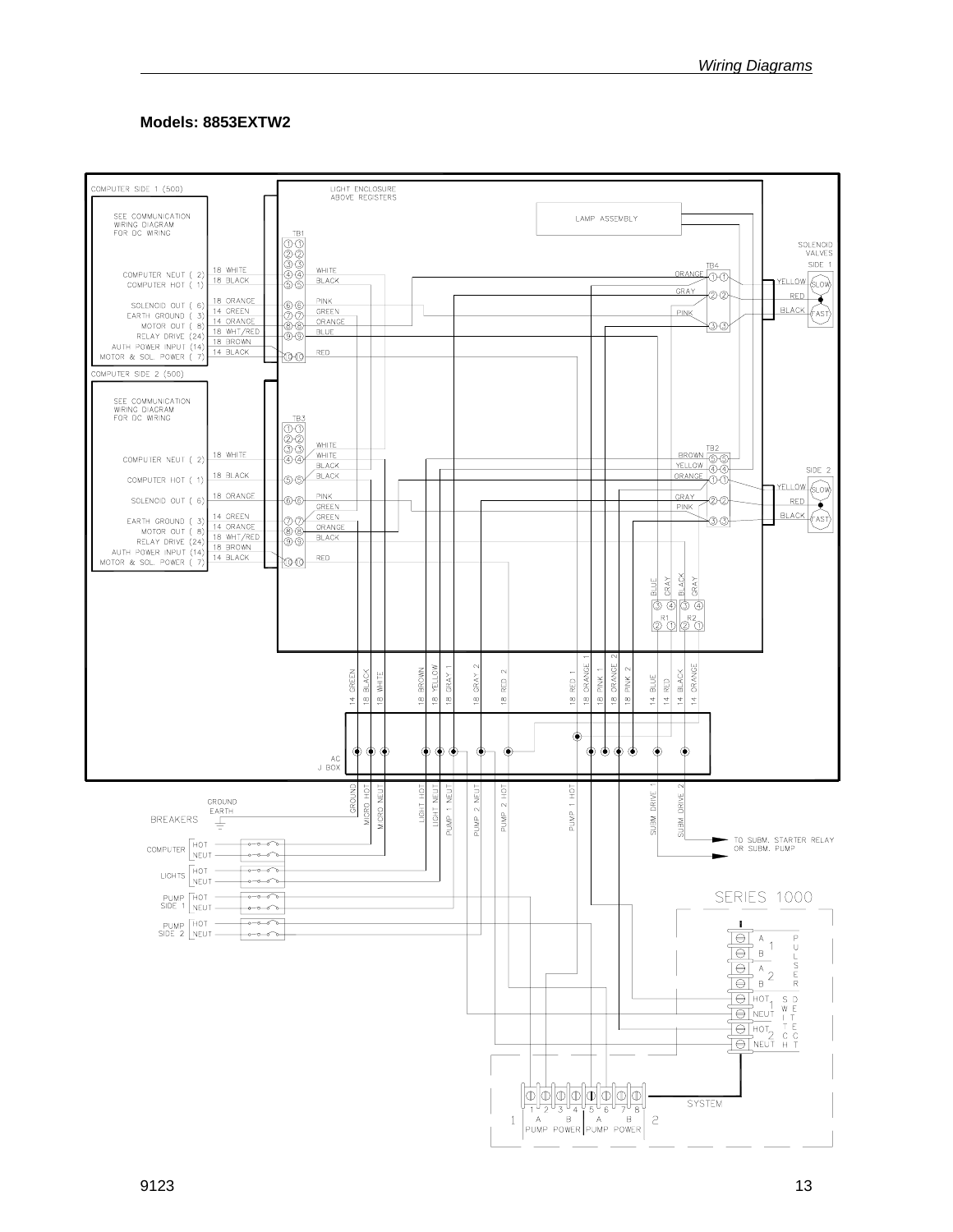**Models: 8853EXTW2**

COMPUTER SIDE 1 (500)

SEE COMMUNICATION WIRING DIAGRAM FOR DC WIRING

LIGHT ENCLOSURE ABOVE REGISTERS

LAMP ASSEMBLY

TB1

COMPUTER NEUT ( 2) 18 WHITE — WHITE
COMPUTER HOT ( 1) 18 BLACK — BLACK
SOLENOID OUT ( 6) 18 ORANGE — PINK
EARTH GROUND ( 3) 14 GREEN — GREEN
MOTOR OUT ( 8) 14 ORANGE — ORANGE
RELAY DRIVE (24) 18 WHT/RED — BLUE
AUTH POWER INPUT (14) 18 BROWN
MOTOR & SOL. POWER ( 7) 14 BLACK — RED

SOLENOID VALVES SIDE 1

TB4: ORANGE, GRAY, PINK — YELLOW (SLOW), RED, BLACK (FAST)

COMPUTER SIDE 2 (500)

SEE COMMUNICATION WIRING DIAGRAM FOR DC WIRING

TB3

COMPUTER NEUT ( 2) 18 WHITE — WHITE, WHITE
COMPUTER HOT ( 1) 18 BLACK — BLACK, BLACK
SOLENOID OUT ( 6) 18 ORANGE — PINK, GREEN
EARTH GROUND ( 3) 14 GREEN — GREEN
MOTOR OUT ( 8) 14 ORANGE — ORANGE
RELAY DRIVE (24) 18 WHT/RED — BLACK
AUTH POWER INPUT (14) 18 BROWN
MOTOR & SOL. POWER ( 7) 14 BLACK — RED

TB2: BROWN, YELLOW, ORANGE, GRAY, PINK

SIDE 2: YELLOW (SLOW), RED, BLACK (FAST)

R1, R2: BLUE, GRAY, BLACK, GRAY

14 GREEN, 18 BLACK, 18 WHITE, 18 BROWN, 18 YELLOW, 18 GRAY 1, 18 GRAY 2, 18 RED 2, 18 RED 1, 18 ORANGE 1, 18 PINK 1, 18 ORANGE 2, 18 PINK 2, 14 BLUE, 14 RED, 14 BLACK, 14 ORANGE

AC J BOX

GROUND, MICRO HOT, MICRO NEUT, LIGHT HOT, LIGHT NEUT, PUMP 1 NEUT, PUMP 2 NEUT, PUMP 2 HOT, PUMP 1 HOT, SUBM. DRIVE 1, SUBM. DRIVE 2

GROUND EARTH

BREAKERS

COMPUTER HOT / NEUT

LIGHTS HOT / NEUT

PUMP SIDE 1 HOT / NEUT

PUMP SIDE 2 HOT / NEUT

TO SUBM. STARTER RELAY OR SUBM. PUMP

SERIES 1000

PULSER: 1 A, B; 2 A, B

SWITCH DETECT: HOT 1, NEUT; HOT 2, NEUT

SYSTEM

1 2 3 4 5 6 7 8

1 A B PUMP POWER | A B PUMP POWER 2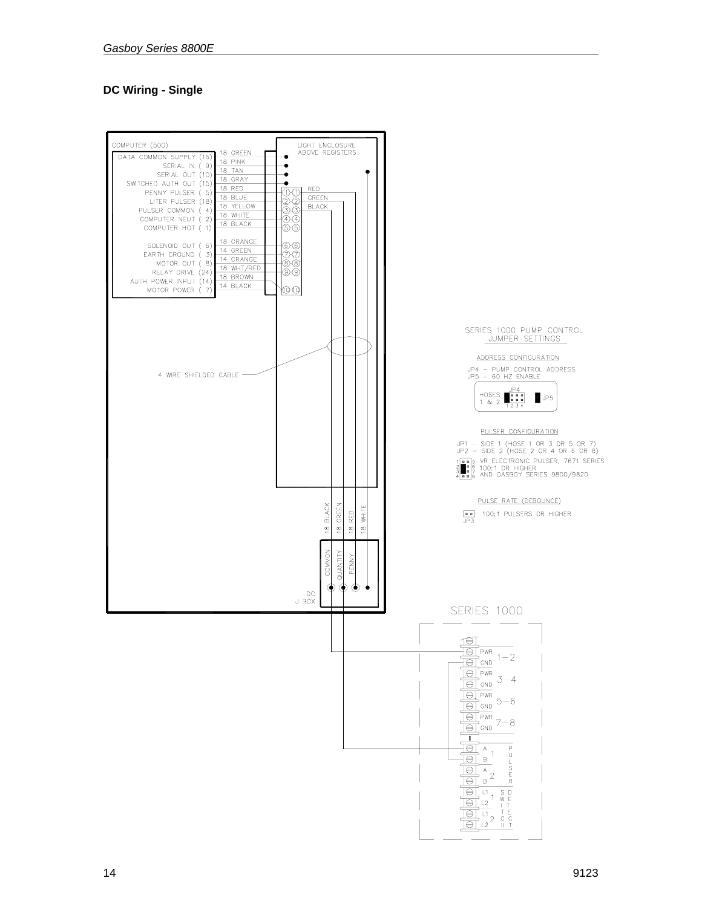## DC Wiring - Single

COMPUTER (500)

| Terminal | Wire |
| --- | --- |
| DATA COMMON SUPPLY (16) | 18 GREEN |
| SERIAL IN ( 9) | 18 PINK |
| SERIAL OUT (10) | 18 TAN |
| SWITCHED AUTH OUT (15) | 18 GRAY |
| PENNY PULSER ( 5) | 18 RED |
| LITER PULSER (18) | 18 BLUE |
| PULSER COMMON ( 4) | 18 YELLOW |
| COMPUTER NEUT ( 2) | 18 WHITE |
| COMPUTER HOT ( 1) | 18 BLACK |
| SOLENOID OUT ( 6) | 18 ORANGE |
| EARTH GROUND ( 3) | 14 GREEN |
| MOTOR OUT ( 8) | 14 ORANGE |
| RELAY DRIVE (24) | 18 WHT/RED |
| AUTH POWER INPUT (14) | 18 BROWN |
| MOTOR POWER ( 7) | 14 BLACK |

LIGHT ENCLOSURE ABOVE REGISTERS

RED, GREEN, BLACK

4 WIRE SHIELDED CABLE

18 BLACK, 18 GREEN, 18 RED, 18 WHITE

DC J BOX: COMMON, QUANTITY, PENNY

SERIES 1000

PWR / GND 1–2; PWR / GND 3–4; PWR / GND 5–6; PWR / GND 7–8

PULSER: A / B 1; A / B 2

SWITCH DETECT: L1 / L2 1; L1 / L2 2

SERIES 1000 PUMP CONTROL JUMPER SETTINGS

ADDRESS CONFIGURATION

JP4 – PUMP CONTROL ADDRESS
JP5 – 60 HZ ENABLE

HOSES 1 & 2 — JP4 (1 2 3 4) — JP5

PULSER CONFIGURATION

JP1 – SIDE 1 (HOSE 1 OR 3 OR 5 OR 7)
JP2 – SIDE 2 (HOSE 2 OR 4 OR 6 OR 8)

VR ELECTRONIC PULSER, 7671 SERIES 100:1 OR HIGHER AND GASBOY SERIES 9800/9820

PULSE RATE (DEBOUNCE)

JP3 — 100:1 PULSERS OR HIGHER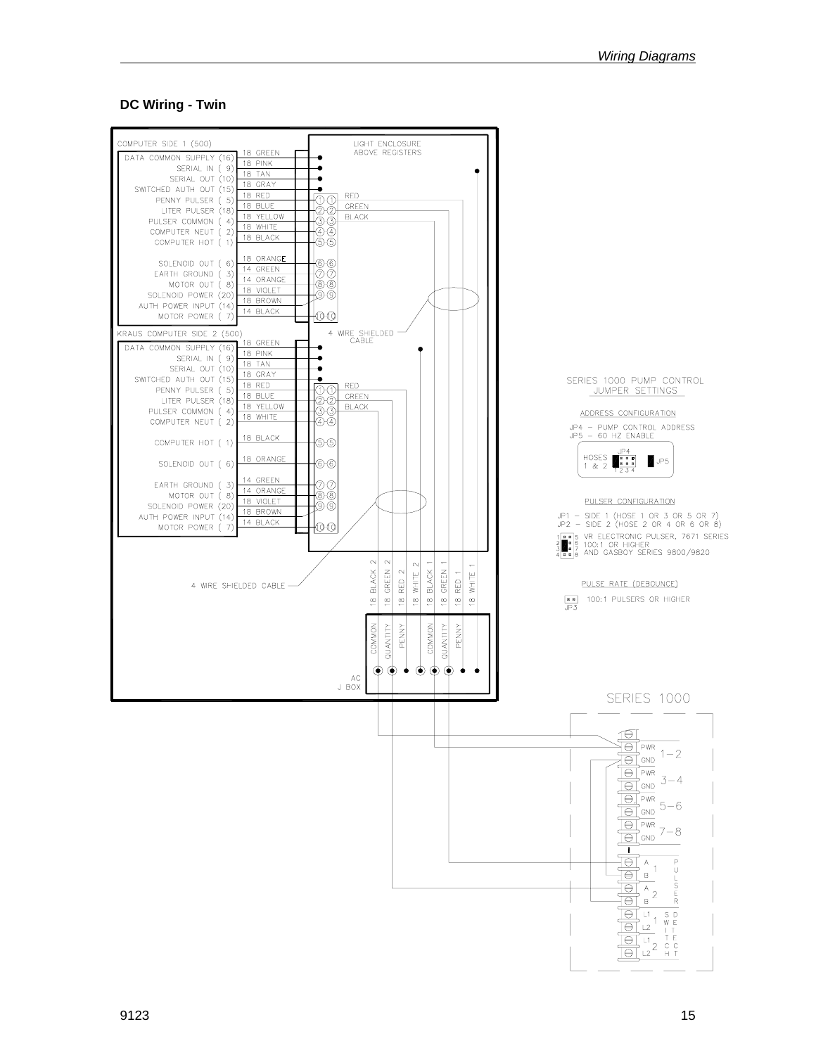## DC Wiring - Twin

COMPUTER SIDE 1 (500)

| Terminal | Wire |
|---|---|
| DATA COMMON SUPPLY (16) | 18 GREEN |
| SERIAL IN (9) | 18 PINK |
| SERIAL OUT (10) | 18 TAN |
| SWITCHED AUTH OUT (15) | 18 GRAY |
| PENNY PULSER (5) | 18 RED |
| LITER PULSER (18) | 18 BLUE |
| PULSER COMMON (4) | 18 YELLOW |
| COMPUTER NEUT (2) | 18 WHITE |
| COMPUTER HOT (1) | 18 BLACK |
| SOLENOID OUT (6) | 18 ORANGE |
| EARTH GROUND (3) | 14 GREEN |
| MOTOR OUT (8) | 14 ORANGE |
| SOLENOID POWER (20) | 18 VIOLET |
| AUTH POWER INPUT (14) | 18 BROWN |
| MOTOR POWER (7) | 14 BLACK |

KRAUS COMPUTER SIDE 2 (500)

| Terminal | Wire |
|---|---|
| DATA COMMON SUPPLY (16) | 18 GREEN |
| SERIAL IN (9) | 18 PINK |
| SERIAL OUT (10) | 18 TAN |
| SWITCHED AUTH OUT (15) | 18 GRAY |
| PENNY PULSER (5) | 18 RED |
| LITER PULSER (18) | 18 BLUE |
| PULSER COMMON (4) | 18 YELLOW |
| COMPUTER NEUT (2) | 18 WHITE |
| COMPUTER HOT (1) | 18 BLACK |
| SOLENOID OUT (6) | 18 ORANGE |
| EARTH GROUND (3) | 14 GREEN |
| MOTOR OUT (8) | 14 ORANGE |
| SOLENOID POWER (20) | 18 VIOLET |
| AUTH POWER INPUT (14) | 18 BROWN |
| MOTOR POWER (7) | 14 BLACK |

LIGHT ENCLOSURE ABOVE REGISTERS

RED, GREEN, BLACK

4 WIRE SHIELDED CABLE

18 BLACK 2, 18 GREEN 2, 18 RED 2, 18 WHITE 2, 18 BLACK 1, 18 GREEN 1, 18 RED 1, 18 WHITE 1

COMMON, QUANTITY, PENNY, COMMON, QUANTITY, PENNY

AC J BOX

SERIES 1000 PUMP CONTROL JUMPER SETTINGS

ADDRESS CONFIGURATION

JP4 – PUMP CONTROL ADDRESS
JP5 – 60 HZ ENABLE

HOSES 1 & 2 — JP4 (1 2 3 4), JP5

PULSER CONFIGURATION

JP1 – SIDE 1 (HOSE 1 OR 3 OR 5 OR 7)
JP2 – SIDE 2 (HOSE 2 OR 4 OR 6 OR 8)

VR ELECTRONIC PULSER, 7671 SERIES 100:1 OR HIGHER AND GASBOY SERIES 9800/9820

PULSE RATE (DEBOUNCE)

JP3 — 100:1 PULSERS OR HIGHER

SERIES 1000

| Terminal | Group |
|---|---|
| PWR / GND | 1–2 |
| PWR / GND | 3–4 |
| PWR / GND | 5–6 |
| PWR / GND | 7–8 |
| A / B | PULSER 1 |
| A / B | PULSER 2 |
| L1 / L2 | SWITCH DETECT 1 |
| L1 / L2 | SWITCH DETECT 2 |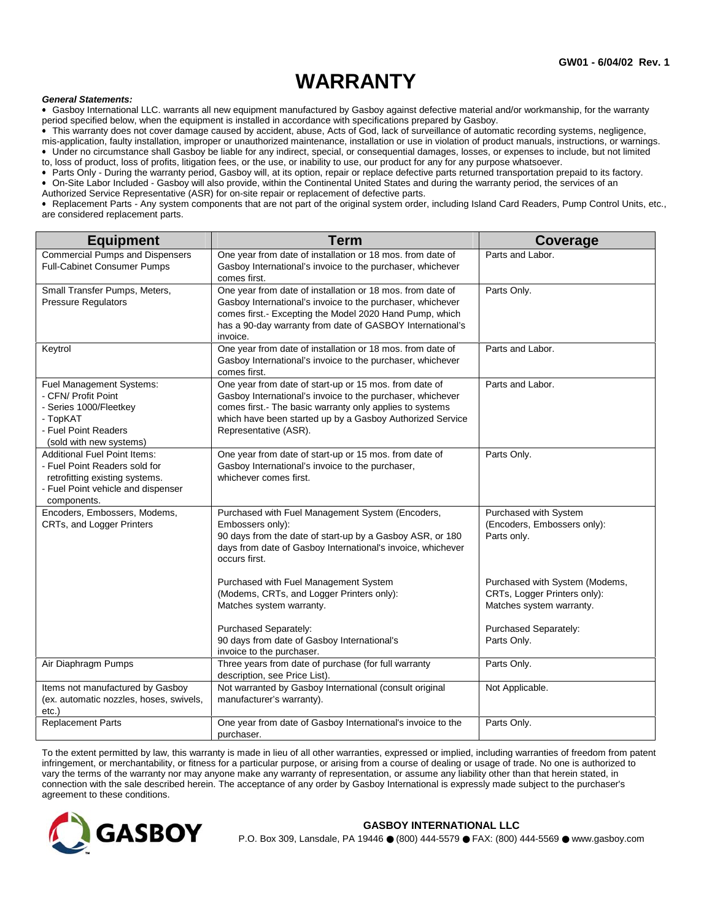GW01 - 6/04/02 Rev. 1

# WARRANTY

***General Statements:***

- Gasboy International LLC. warrants all new equipment manufactured by Gasboy against defective material and/or workmanship, for the warranty period specified below, when the equipment is installed in accordance with specifications prepared by Gasboy.
- This warranty does not cover damage caused by accident, abuse, Acts of God, lack of surveillance of automatic recording systems, negligence, mis-application, faulty installation, improper or unauthorized maintenance, installation or use in violation of product manuals, instructions, or warnings.
- Under no circumstance shall Gasboy be liable for any indirect, special, or consequential damages, losses, or expenses to include, but not limited to, loss of product, loss of profits, litigation fees, or the use, or inability to use, our product for any for any purpose whatsoever.
- Parts Only - During the warranty period, Gasboy will, at its option, repair or replace defective parts returned transportation prepaid to its factory.
- On-Site Labor Included - Gasboy will also provide, within the Continental United States and during the warranty period, the services of an Authorized Service Representative (ASR) for on-site repair or replacement of defective parts.
- Replacement Parts - Any system components that are not part of the original system order, including Island Card Readers, Pump Control Units, etc., are considered replacement parts.

| Equipment | Term | Coverage |
|---|---|---|
| Commercial Pumps and Dispensers<br>Full-Cabinet Consumer Pumps | One year from date of installation or 18 mos. from date of Gasboy International's invoice to the purchaser, whichever comes first. | Parts and Labor. |
| Small Transfer Pumps, Meters, Pressure Regulators | One year from date of installation or 18 mos. from date of Gasboy International's invoice to the purchaser, whichever comes first.- Excepting the Model 2020 Hand Pump, which has a 90-day warranty from date of GASBOY International's invoice. | Parts Only. |
| Keytrol | One year from date of installation or 18 mos. from date of Gasboy International's invoice to the purchaser, whichever comes first. | Parts and Labor. |
| Fuel Management Systems:<br>- CFN/ Profit Point<br>- Series 1000/Fleetkey<br>- TopKAT<br>- Fuel Point Readers (sold with new systems) | One year from date of start-up or 15 mos. from date of Gasboy International's invoice to the purchaser, whichever comes first.- The basic warranty only applies to systems which have been started up by a Gasboy Authorized Service Representative (ASR). | Parts and Labor. |
| Additional Fuel Point Items:<br>- Fuel Point Readers sold for retrofitting existing systems.<br>- Fuel Point vehicle and dispenser components. | One year from date of start-up or 15 mos. from date of Gasboy International's invoice to the purchaser, whichever comes first. | Parts Only. |
| Encoders, Embossers, Modems, CRTs, and Logger Printers | Purchased with Fuel Management System (Encoders, Embossers only):<br>90 days from the date of start-up by a Gasboy ASR, or 180 days from date of Gasboy International's invoice, whichever occurs first.<br><br>Purchased with Fuel Management System (Modems, CRTs, and Logger Printers only):<br>Matches system warranty.<br><br>Purchased Separately:<br>90 days from date of Gasboy International's invoice to the purchaser. | Purchased with System (Encoders, Embossers only):<br>Parts only.<br><br>Purchased with System (Modems, CRTs, Logger Printers only):<br>Matches system warranty.<br><br>Purchased Separately:<br>Parts Only. |
| Air Diaphragm Pumps | Three years from date of purchase (for full warranty description, see Price List). | Parts Only. |
| Items not manufactured by Gasboy (ex. automatic nozzles, hoses, swivels, etc.) | Not warranted by Gasboy International (consult original manufacturer's warranty). | Not Applicable. |
| Replacement Parts | One year from date of Gasboy International's invoice to the purchaser. | Parts Only. |

To the extent permitted by law, this warranty is made in lieu of all other warranties, expressed or implied, including warranties of freedom from patent infringement, or merchantability, or fitness for a particular purpose, or arising from a course of dealing or usage of trade. No one is authorized to vary the terms of the warranty nor may anyone make any warranty of representation, or assume any liability other than that herein stated, in connection with the sale described herein. The acceptance of any order by Gasboy International is expressly made subject to the purchaser's agreement to these conditions.

GASBOY

**GASBOY INTERNATIONAL LLC**

P.O. Box 309, Lansdale, PA 19446 ● (800) 444-5579 ● FAX: (800) 444-5569 ● www.gasboy.com